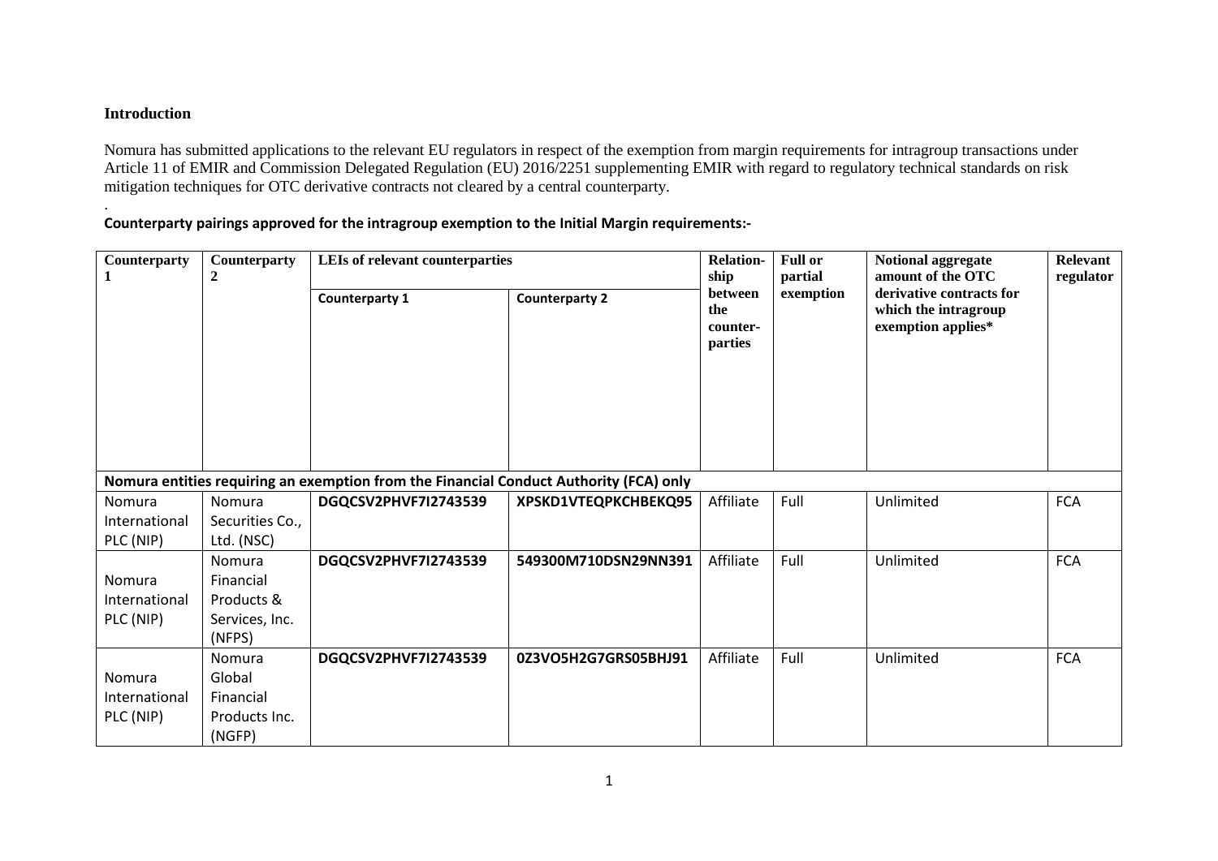**Introduction**

Nomura has submitted applications to the relevant EU regulators in respect of the exemption from margin requirements for intragroup transactions under Article 11 of EMIR and Commission Delegated Regulation (EU) 2016/2251 supplementing EMIR with regard to regulatory technical standards on risk mitigation techniques for OTC derivative contracts not cleared by a central counterparty.

.

**Counterparty pairings approved for the intragroup exemption to the Initial Margin requirements:-**

| Counterparty 1 | Counterparty 2 | LEIs of relevant counterparties | | Relation-ship between the counter-parties | Full or partial exemption | Notional aggregate amount of the OTC derivative contracts for which the intragroup exemption applies* | Relevant regulator |
|---|---|---|---|---|---|---|---|
| | | Counterparty 1 | Counterparty 2 | | | | |
| **Nomura entities requiring an exemption from the Financial Conduct Authority (FCA) only** | | | | | | | |
| Nomura International PLC (NIP) | Nomura Securities Co., Ltd. (NSC) | **DGQCSV2PHVF7I2743539** | **XPSKD1VTEQPKCHBEKQ95** | Affiliate | Full | Unlimited | FCA |
| Nomura International PLC (NIP) | Nomura Financial Products & Services, Inc. (NFPS) | **DGQCSV2PHVF7I2743539** | **549300M710DSN29NN391** | Affiliate | Full | Unlimited | FCA |
| Nomura International PLC (NIP) | Nomura Global Financial Products Inc. (NGFP) | **DGQCSV2PHVF7I2743539** | **0Z3VO5H2G7GRS05BHJ91** | Affiliate | Full | Unlimited | FCA |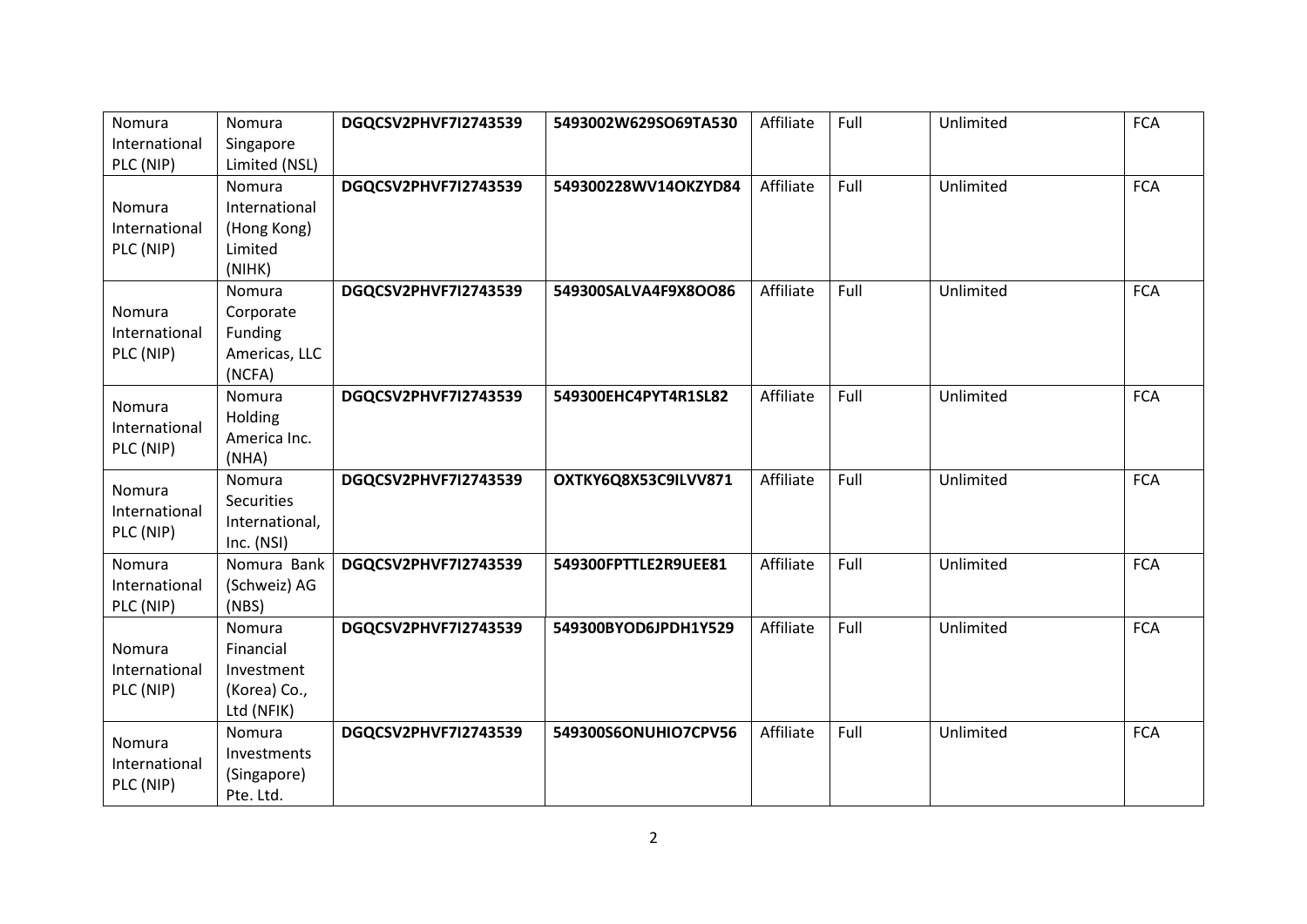| Nomura International PLC (NIP) | Nomura Singapore Limited (NSL) | **DGQCSV2PHVF7I2743539** | **5493002W629SO69TA530** | Affiliate | Full | Unlimited | FCA |
|---|---|---|---|---|---|---|---|
| Nomura International PLC (NIP) | Nomura International (Hong Kong) Limited (NIHK) | **DGQCSV2PHVF7I2743539** | **549300228WV14OKZYD84** | Affiliate | Full | Unlimited | FCA |
| Nomura International PLC (NIP) | Nomura Corporate Funding Americas, LLC (NCFA) | **DGQCSV2PHVF7I2743539** | **549300SALVA4F9X8OO86** | Affiliate | Full | Unlimited | FCA |
| Nomura International PLC (NIP) | Nomura Holding America Inc. (NHA) | **DGQCSV2PHVF7I2743539** | **549300EHC4PYT4R1SL82** | Affiliate | Full | Unlimited | FCA |
| Nomura International PLC (NIP) | Nomura Securities International, Inc. (NSI) | **DGQCSV2PHVF7I2743539** | **OXTKY6Q8X53C9ILVV871** | Affiliate | Full | Unlimited | FCA |
| Nomura International PLC (NIP) | Nomura Bank (Schweiz) AG (NBS) | **DGQCSV2PHVF7I2743539** | **549300FPTTLE2R9UEE81** | Affiliate | Full | Unlimited | FCA |
| Nomura International PLC (NIP) | Nomura Financial Investment (Korea) Co., Ltd (NFIK) | **DGQCSV2PHVF7I2743539** | **549300BYOD6JPDH1Y529** | Affiliate | Full | Unlimited | FCA |
| Nomura International PLC (NIP) | Nomura Investments (Singapore) Pte. Ltd. | **DGQCSV2PHVF7I2743539** | **549300S6ONUHIO7CPV56** | Affiliate | Full | Unlimited | FCA |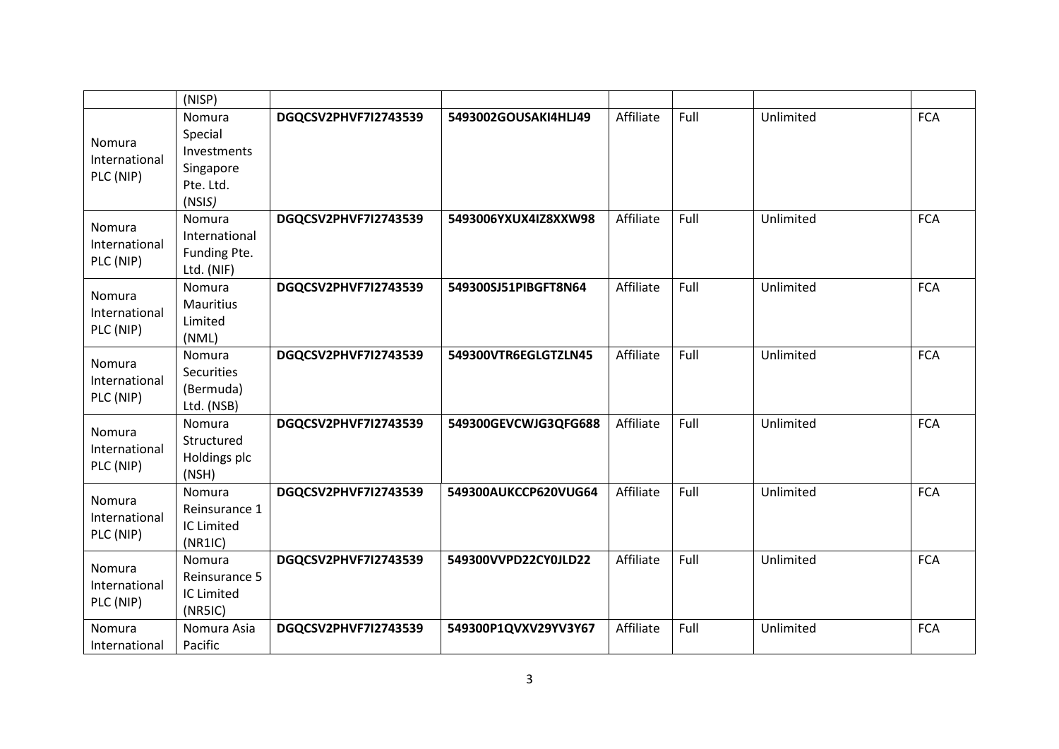| | | | | | | | |
|---|---|---|---|---|---|---|---|
| | (NISP) | | | | | | |
| Nomura International PLC (NIP) | Nomura Special Investments Singapore Pte. Ltd. (NSIS*)* | **DGQCSV2PHVF7I2743539** | **5493002GOUSAKI4HLJ49** | Affiliate | Full | Unlimited | FCA |
| Nomura International PLC (NIP) | Nomura International Funding Pte. Ltd. (NIF) | **DGQCSV2PHVF7I2743539** | **5493006YXUX4IZ8XXW98** | Affiliate | Full | Unlimited | FCA |
| Nomura International PLC (NIP) | Nomura Mauritius Limited (NML) | **DGQCSV2PHVF7I2743539** | **549300SJ51PIBGFT8N64** | Affiliate | Full | Unlimited | FCA |
| Nomura International PLC (NIP) | Nomura Securities (Bermuda) Ltd. (NSB) | **DGQCSV2PHVF7I2743539** | **549300VTR6EGLGTZLN45** | Affiliate | Full | Unlimited | FCA |
| Nomura International PLC (NIP) | Nomura Structured Holdings plc (NSH) | **DGQCSV2PHVF7I2743539** | **549300GEVCWJG3QFG688** | Affiliate | Full | Unlimited | FCA |
| Nomura International PLC (NIP) | Nomura Reinsurance 1 IC Limited (NR1IC) | **DGQCSV2PHVF7I2743539** | **549300AUKCCP620VUG64** | Affiliate | Full | Unlimited | FCA |
| Nomura International PLC (NIP) | Nomura Reinsurance 5 IC Limited (NR5IC) | **DGQCSV2PHVF7I2743539** | **549300VVPD22CY0JLD22** | Affiliate | Full | Unlimited | FCA |
| Nomura International | Nomura Asia Pacific | **DGQCSV2PHVF7I2743539** | **549300P1QVXV29YV3Y67** | Affiliate | Full | Unlimited | FCA |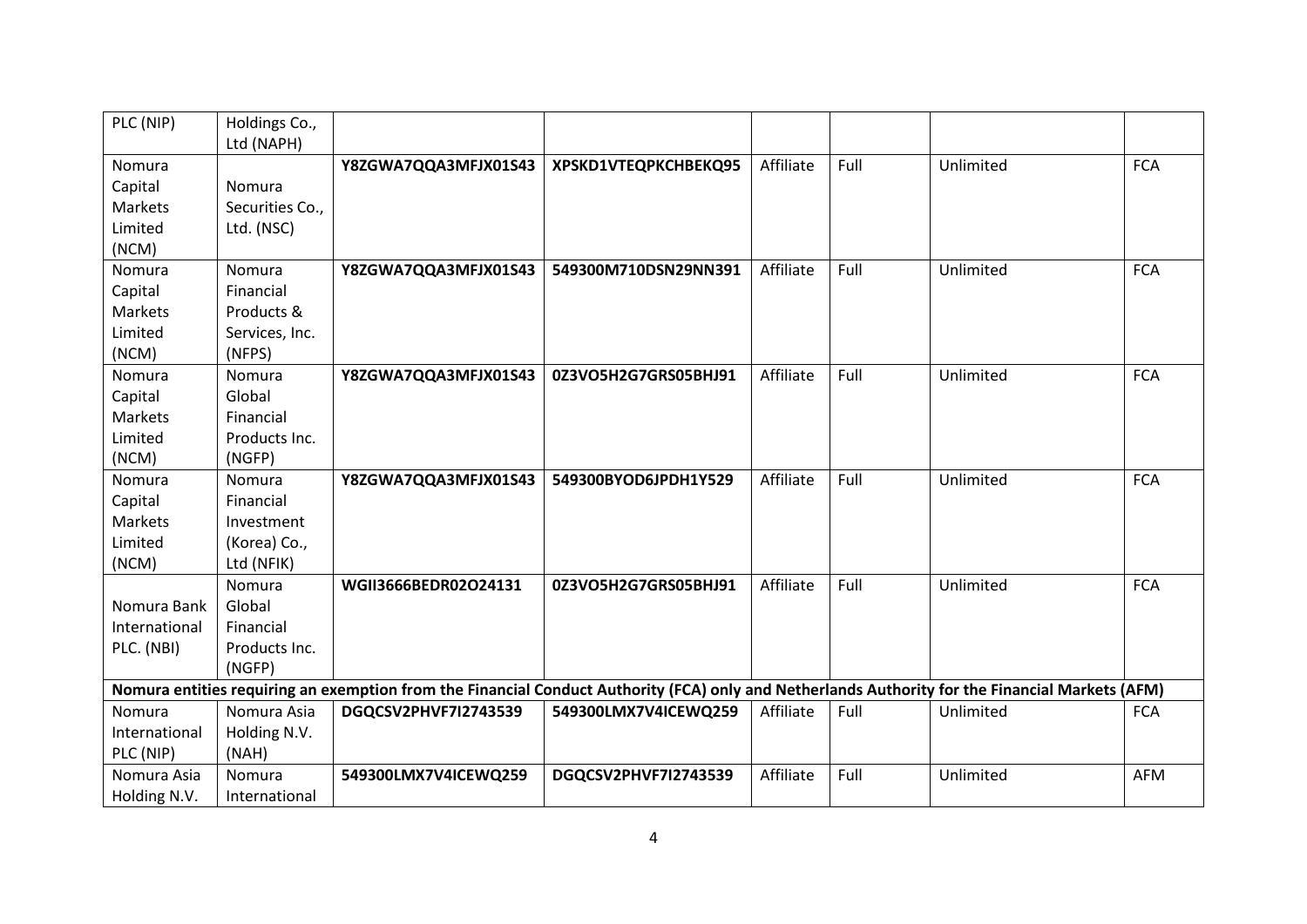| PLC (NIP) | Holdings Co., Ltd (NAPH) | | | | | | |
|---|---|---|---|---|---|---|---|
| Nomura Capital Markets Limited (NCM) | Nomura Securities Co., Ltd. (NSC) | **Y8ZGWA7QQA3MFJX01S43** | **XPSKD1VTEQPKCHBEKQ95** | Affiliate | Full | Unlimited | FCA |
| Nomura Capital Markets Limited (NCM) | Nomura Financial Products & Services, Inc. (NFPS) | **Y8ZGWA7QQA3MFJX01S43** | **549300M710DSN29NN391** | Affiliate | Full | Unlimited | FCA |
| Nomura Capital Markets Limited (NCM) | Nomura Global Financial Products Inc. (NGFP) | **Y8ZGWA7QQA3MFJX01S43** | **0Z3VO5H2G7GRS05BHJ91** | Affiliate | Full | Unlimited | FCA |
| Nomura Capital Markets Limited (NCM) | Nomura Financial Investment (Korea) Co., Ltd (NFIK) | **Y8ZGWA7QQA3MFJX01S43** | **549300BYOD6JPDH1Y529** | Affiliate | Full | Unlimited | FCA |
| Nomura Bank International PLC. (NBI) | Nomura Global Financial Products Inc. (NGFP) | **WGII3666BEDR02O24131** | **0Z3VO5H2G7GRS05BHJ91** | Affiliate | Full | Unlimited | FCA |
| **Nomura entities requiring an exemption from the Financial Conduct Authority (FCA) only and Netherlands Authority for the Financial Markets (AFM)** | | | | | | | |
| Nomura International PLC (NIP) | Nomura Asia Holding N.V. (NAH) | **DGQCSV2PHVF7I2743539** | **549300LMX7V4ICEWQ259** | Affiliate | Full | Unlimited | FCA |
| Nomura Asia Holding N.V. | Nomura International | **549300LMX7V4ICEWQ259** | **DGQCSV2PHVF7I2743539** | Affiliate | Full | Unlimited | AFM |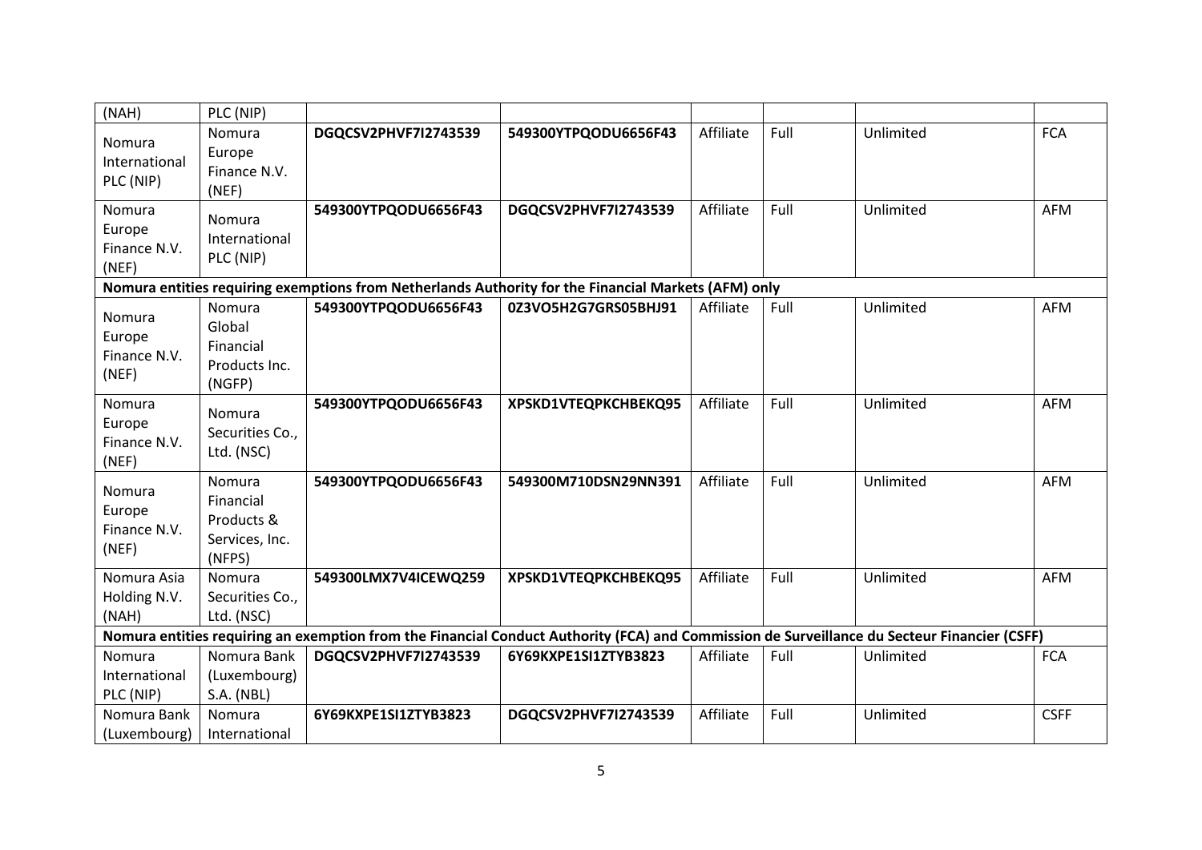| | | | | | | | |
|---|---|---|---|---|---|---|---|
| (NAH) | PLC (NIP) | | | | | | |
| Nomura International PLC (NIP) | Nomura Europe Finance N.V. (NEF) | **DGQCSV2PHVF7I2743539** | **549300YTPQODU6656F43** | Affiliate | Full | Unlimited | FCA |
| Nomura Europe Finance N.V. (NEF) | Nomura International PLC (NIP) | **549300YTPQODU6656F43** | **DGQCSV2PHVF7I2743539** | Affiliate | Full | Unlimited | AFM |
| **Nomura entities requiring exemptions from Netherlands Authority for the Financial Markets (AFM) only** | | | | | | | |
| Nomura Europe Finance N.V. (NEF) | Nomura Global Financial Products Inc. (NGFP) | **549300YTPQODU6656F43** | **0Z3VO5H2G7GRS05BHJ91** | Affiliate | Full | Unlimited | AFM |
| Nomura Europe Finance N.V. (NEF) | Nomura Securities Co., Ltd. (NSC) | **549300YTPQODU6656F43** | **XPSKD1VTEQPKCHBEKQ95** | Affiliate | Full | Unlimited | AFM |
| Nomura Europe Finance N.V. (NEF) | Nomura Financial Products & Services, Inc. (NFPS) | **549300YTPQODU6656F43** | **549300M710DSN29NN391** | Affiliate | Full | Unlimited | AFM |
| Nomura Asia Holding N.V. (NAH) | Nomura Securities Co., Ltd. (NSC) | **549300LMX7V4ICEWQ259** | **XPSKD1VTEQPKCHBEKQ95** | Affiliate | Full | Unlimited | AFM |
| **Nomura entities requiring an exemption from the Financial Conduct Authority (FCA) and Commission de Surveillance du Secteur Financier (CSFF)** | | | | | | | |
| Nomura International PLC (NIP) | Nomura Bank (Luxembourg) S.A. (NBL) | **DGQCSV2PHVF7I2743539** | **6Y69KXPE1SI1ZTYB3823** | Affiliate | Full | Unlimited | FCA |
| Nomura Bank (Luxembourg) | Nomura International | **6Y69KXPE1SI1ZTYB3823** | **DGQCSV2PHVF7I2743539** | Affiliate | Full | Unlimited | CSFF |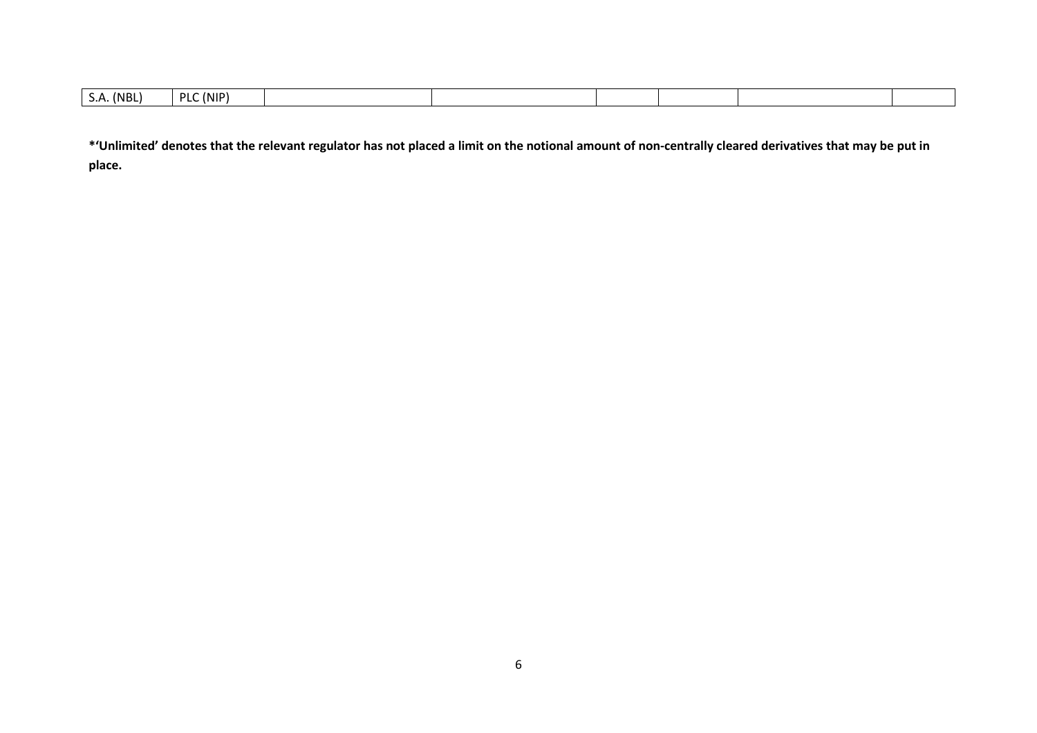| | | | | | | | |
|---|---|---|---|---|---|---|---|
| S.A. (NBL) | PLC (NIP) | | | | | | |

**\*'Unlimited' denotes that the relevant regulator has not placed a limit on the notional amount of non-centrally cleared derivatives that may be put in place.**